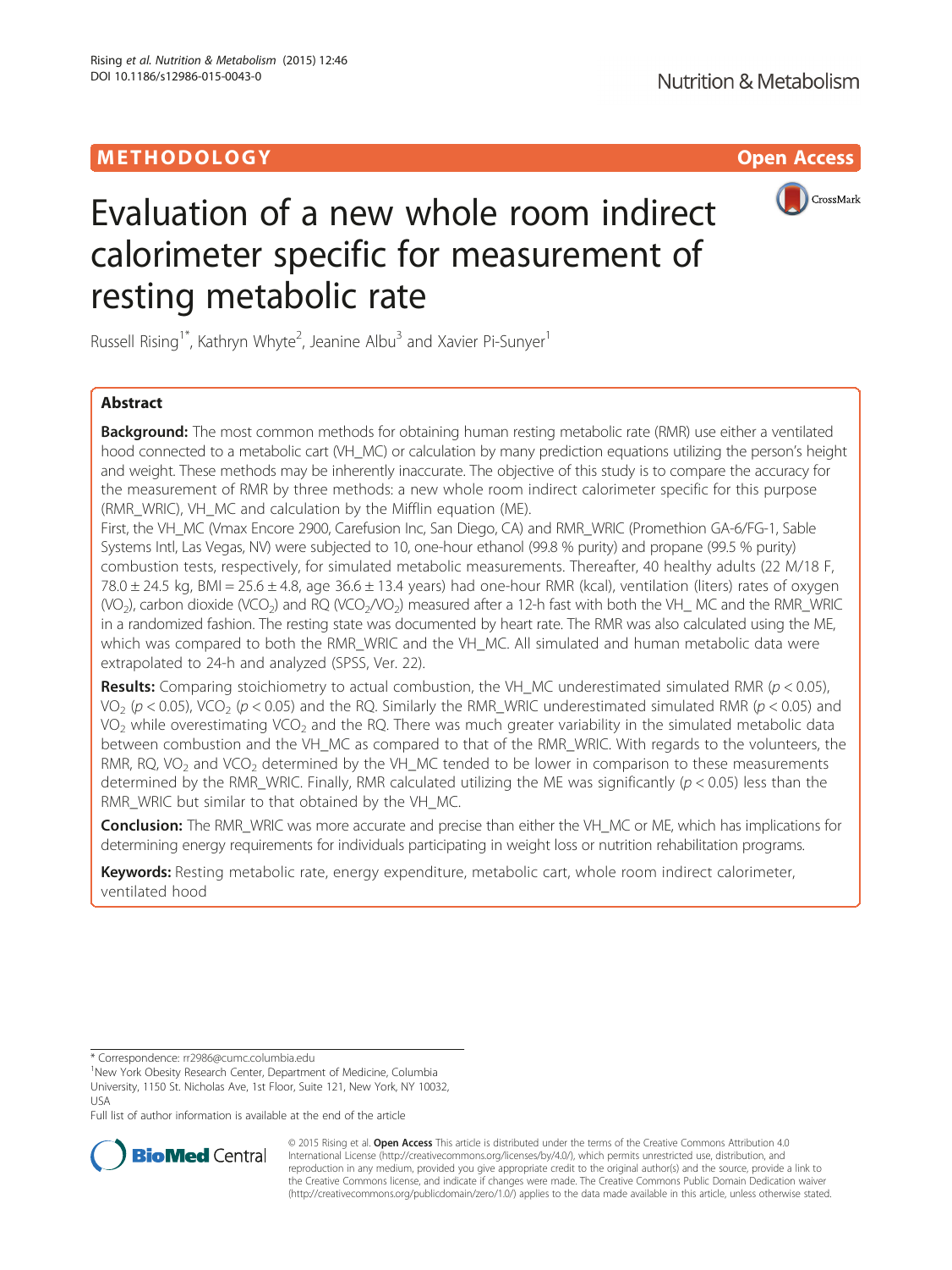METHODOLOGY

Open Access

# Evaluation of a new whole room indirect calorimeter specific for measurement of resting metabolic rate

Russell Rising[1*], Kathryn Whyte[2], Jeanine Albu[3] and Xavier Pi-Sunyer[1]

## Abstract

**Background:** The most common methods for obtaining human resting metabolic rate (RMR) use either a ventilated hood connected to a metabolic cart (VH_MC) or calculation by many prediction equations utilizing the person's height and weight. These methods may be inherently inaccurate. The objective of this study is to compare the accuracy for the measurement of RMR by three methods: a new whole room indirect calorimeter specific for this purpose (RMR_WRIC), VH_MC and calculation by the Mifflin equation (ME).

First, the VH_MC (Vmax Encore 2900, Carefusion Inc, San Diego, CA) and RMR_WRIC (Promethion GA-6/FG-1, Sable Systems Intl, Las Vegas, NV) were subjected to 10, one-hour ethanol (99.8 % purity) and propane (99.5 % purity) combustion tests, respectively, for simulated metabolic measurements. Thereafter, 40 healthy adults (22 M/18 F, 78.0 ± 24.5 kg, BMI = 25.6 ± 4.8, age 36.6 ± 13.4 years) had one-hour RMR (kcal), ventilation (liters) rates of oxygen ($VO_2$), carbon dioxide ($VCO_2$) and RQ ($VCO_2/VO_2$) measured after a 12-h fast with both the VH_ MC and the RMR_WRIC in a randomized fashion. The resting state was documented by heart rate. The RMR was also calculated using the ME, which was compared to both the RMR_WRIC and the VH_MC. All simulated and human metabolic data were extrapolated to 24-h and analyzed (SPSS, Ver. 22).

**Results:** Comparing stoichiometry to actual combustion, the VH_MC underestimated simulated RMR ($p < 0.05$), $VO_2$ ($p < 0.05$), $VCO_2$ ($p < 0.05$) and the RQ. Similarly the RMR_WRIC underestimated simulated RMR ($p < 0.05$) and $VO_2$ while overestimating $VCO_2$ and the RQ. There was much greater variability in the simulated metabolic data between combustion and the VH_MC as compared to that of the RMR_WRIC. With regards to the volunteers, the RMR, RQ, $VO_2$ and $VCO_2$ determined by the VH_MC tended to be lower in comparison to these measurements determined by the RMR_WRIC. Finally, RMR calculated utilizing the ME was significantly ($p < 0.05$) less than the RMR_WRIC but similar to that obtained by the VH_MC.

**Conclusion:** The RMR_WRIC was more accurate and precise than either the VH_MC or ME, which has implications for determining energy requirements for individuals participating in weight loss or nutrition rehabilitation programs.

**Keywords:** Resting metabolic rate, energy expenditure, metabolic cart, whole room indirect calorimeter, ventilated hood

---

* Correspondence: rr2986@cumc.columbia.edu

[1]New York Obesity Research Center, Department of Medicine, Columbia University, 1150 St. Nicholas Ave, 1st Floor, Suite 121, New York, NY 10032, USA

Full list of author information is available at the end of the article

© 2015 Rising et al. **Open Access** This article is distributed under the terms of the Creative Commons Attribution 4.0 International License (http://creativecommons.org/licenses/by/4.0/), which permits unrestricted use, distribution, and reproduction in any medium, provided you give appropriate credit to the original author(s) and the source, provide a link to the Creative Commons license, and indicate if changes were made. The Creative Commons Public Domain Dedication waiver (http://creativecommons.org/publicdomain/zero/1.0/) applies to the data made available in this article, unless otherwise stated.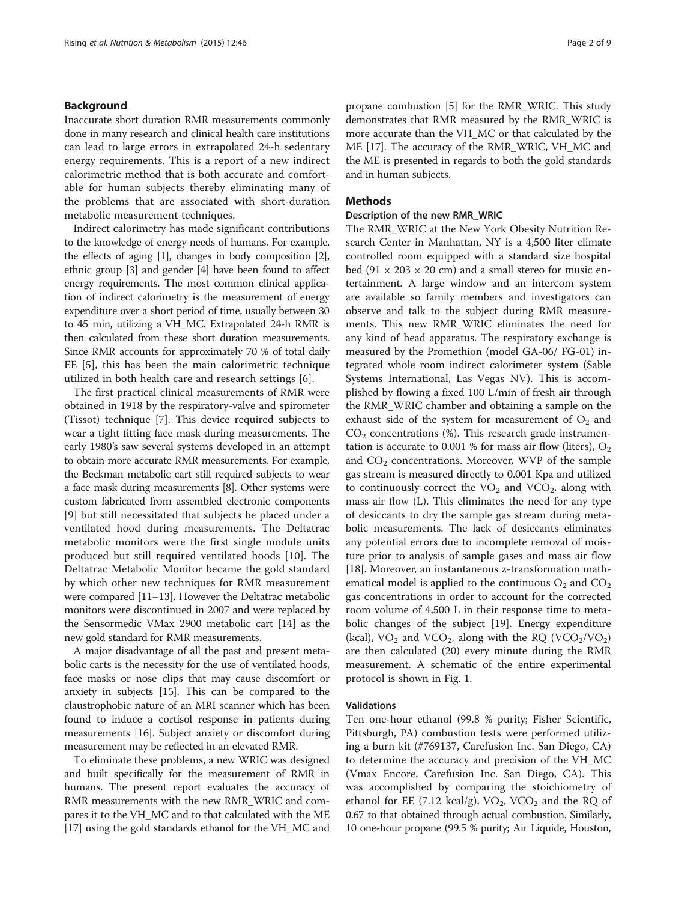## Background

Inaccurate short duration RMR measurements commonly done in many research and clinical health care institutions can lead to large errors in extrapolated 24-h sedentary energy requirements. This is a report of a new indirect calorimetric method that is both accurate and comfortable for human subjects thereby eliminating many of the problems that are associated with short-duration metabolic measurement techniques.

Indirect calorimetry has made significant contributions to the knowledge of energy needs of humans. For example, the effects of aging [1], changes in body composition [2], ethnic group [3] and gender [4] have been found to affect energy requirements. The most common clinical application of indirect calorimetry is the measurement of energy expenditure over a short period of time, usually between 30 to 45 min, utilizing a VH_MC. Extrapolated 24-h RMR is then calculated from these short duration measurements. Since RMR accounts for approximately 70 % of total daily EE [5], this has been the main calorimetric technique utilized in both health care and research settings [6].

The first practical clinical measurements of RMR were obtained in 1918 by the respiratory-valve and spirometer (Tissot) technique [7]. This device required subjects to wear a tight fitting face mask during measurements. The early 1980's saw several systems developed in an attempt to obtain more accurate RMR measurements. For example, the Beckman metabolic cart still required subjects to wear a face mask during measurements [8]. Other systems were custom fabricated from assembled electronic components [9] but still necessitated that subjects be placed under a ventilated hood during measurements. The Deltatrac metabolic monitors were the first single module units produced but still required ventilated hoods [10]. The Deltatrac Metabolic Monitor became the gold standard by which other new techniques for RMR measurement were compared [11–13]. However the Deltatrac metabolic monitors were discontinued in 2007 and were replaced by the Sensormedic VMax 2900 metabolic cart [14] as the new gold standard for RMR measurements.

A major disadvantage of all the past and present metabolic carts is the necessity for the use of ventilated hoods, face masks or nose clips that may cause discomfort or anxiety in subjects [15]. This can be compared to the claustrophobic nature of an MRI scanner which has been found to induce a cortisol response in patients during measurements [16]. Subject anxiety or discomfort during measurement may be reflected in an elevated RMR.

To eliminate these problems, a new WRIC was designed and built specifically for the measurement of RMR in humans. The present report evaluates the accuracy of RMR measurements with the new RMR_WRIC and compares it to the VH_MC and to that calculated with the ME [17] using the gold standards ethanol for the VH_MC and propane combustion [5] for the RMR_WRIC. This study demonstrates that RMR measured by the RMR_WRIC is more accurate than the VH_MC or that calculated by the ME [17]. The accuracy of the RMR_WRIC, VH_MC and the ME is presented in regards to both the gold standards and in human subjects.

## Methods

### Description of the new RMR_WRIC

The RMR_WRIC at the New York Obesity Nutrition Research Center in Manhattan, NY is a 4,500 liter climate controlled room equipped with a standard size hospital bed (91 × 203 × 20 cm) and a small stereo for music entertainment. A large window and an intercom system are available so family members and investigators can observe and talk to the subject during RMR measurements. This new RMR_WRIC eliminates the need for any kind of head apparatus. The respiratory exchange is measured by the Promethion (model GA-06/ FG-01) integrated whole room indirect calorimeter system (Sable Systems International, Las Vegas NV). This is accomplished by flowing a fixed 100 L/min of fresh air through the RMR_WRIC chamber and obtaining a sample on the exhaust side of the system for measurement of $O_2$ and $CO_2$ concentrations (%). This research grade instrumentation is accurate to 0.001 % for mass air flow (liters), $O_2$ and $CO_2$ concentrations. Moreover, WVP of the sample gas stream is measured directly to 0.001 Kpa and utilized to continuously correct the $VO_2$ and $VCO_2$, along with mass air flow (L). This eliminates the need for any type of desiccants to dry the sample gas stream during metabolic measurements. The lack of desiccants eliminates any potential errors due to incomplete removal of moisture prior to analysis of sample gases and mass air flow [18]. Moreover, an instantaneous z-transformation mathematical model is applied to the continuous $O_2$ and $CO_2$ gas concentrations in order to account for the corrected room volume of 4,500 L in their response time to metabolic changes of the subject [19]. Energy expenditure (kcal), $VO_2$ and $VCO_2$, along with the RQ ($VCO_2/VO_2$) are then calculated (20) every minute during the RMR measurement. A schematic of the entire experimental protocol is shown in Fig. 1.

### Validations

Ten one-hour ethanol (99.8 % purity; Fisher Scientific, Pittsburgh, PA) combustion tests were performed utilizing a burn kit (#769137, Carefusion Inc. San Diego, CA) to determine the accuracy and precision of the VH_MC (Vmax Encore, Carefusion Inc. San Diego, CA). This was accomplished by comparing the stoichiometry of ethanol for EE (7.12 kcal/g), $VO_2$, $VCO_2$ and the RQ of 0.67 to that obtained through actual combustion. Similarly, 10 one-hour propane (99.5 % purity; Air Liquide, Houston,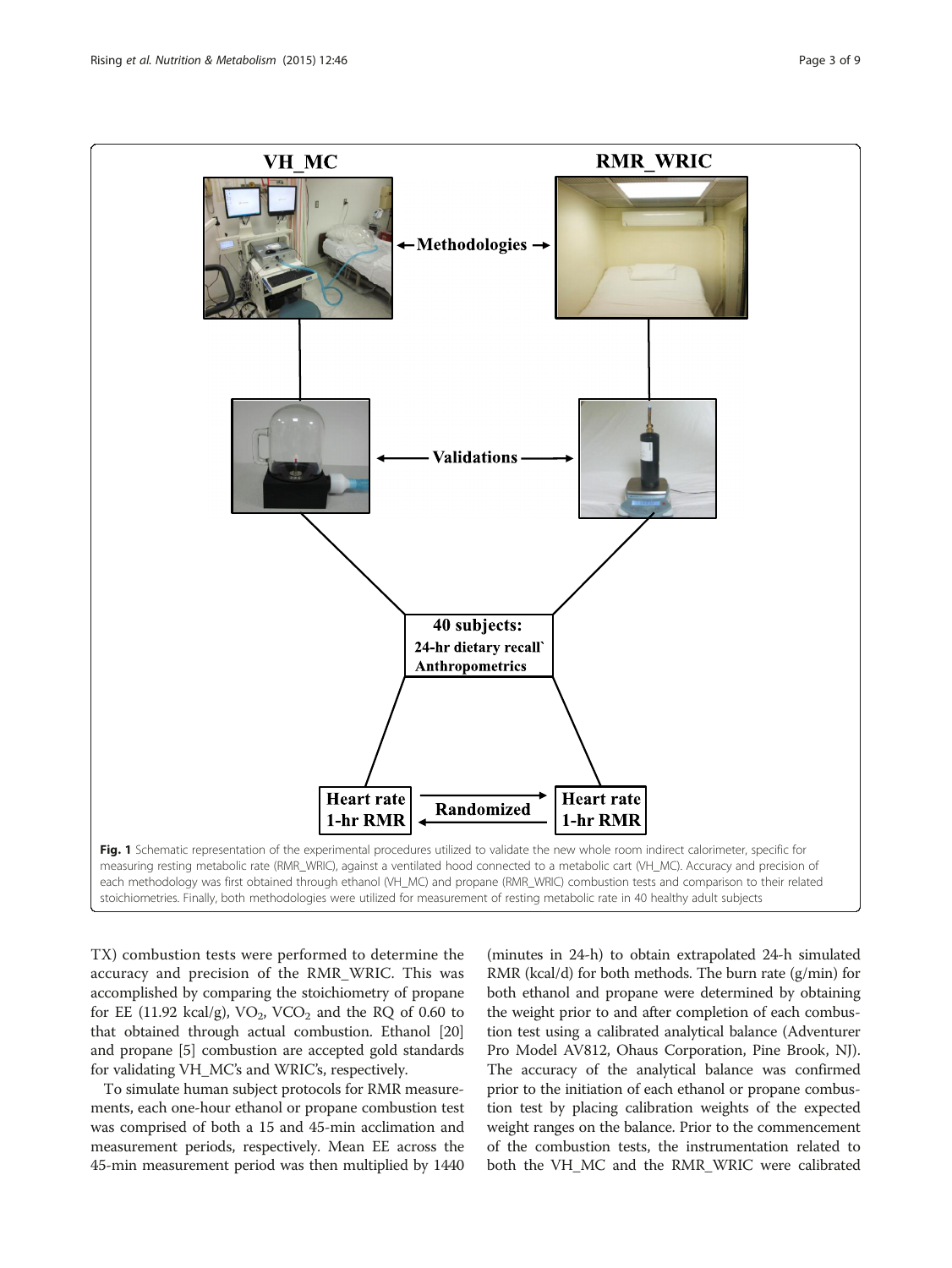**Fig. 1** Schematic representation of the experimental procedures utilized to validate the new whole room indirect calorimeter, specific for measuring resting metabolic rate (RMR_WRIC), against a ventilated hood connected to a metabolic cart (VH_MC). Accuracy and precision of each methodology was first obtained through ethanol (VH_MC) and propane (RMR_WRIC) combustion tests and comparison to their related stoichiometries. Finally, both methodologies were utilized for measurement of resting metabolic rate in 40 healthy adult subjects

TX) combustion tests were performed to determine the accuracy and precision of the RMR_WRIC. This was accomplished by comparing the stoichiometry of propane for EE (11.92 kcal/g), $VO_2$, $VCO_2$ and the RQ of 0.60 to that obtained through actual combustion. Ethanol [20] and propane [5] combustion are accepted gold standards for validating VH_MC's and WRIC's, respectively.

To simulate human subject protocols for RMR measurements, each one-hour ethanol or propane combustion test was comprised of both a 15 and 45-min acclimation and measurement periods, respectively. Mean EE across the 45-min measurement period was then multiplied by 1440 (minutes in 24-h) to obtain extrapolated 24-h simulated RMR (kcal/d) for both methods. The burn rate (g/min) for both ethanol and propane were determined by obtaining the weight prior to and after completion of each combustion test using a calibrated analytical balance (Adventurer Pro Model AV812, Ohaus Corporation, Pine Brook, NJ). The accuracy of the analytical balance was confirmed prior to the initiation of each ethanol or propane combustion test by placing calibration weights of the expected weight ranges on the balance. Prior to the commencement of the combustion tests, the instrumentation related to both the VH_MC and the RMR_WRIC were calibrated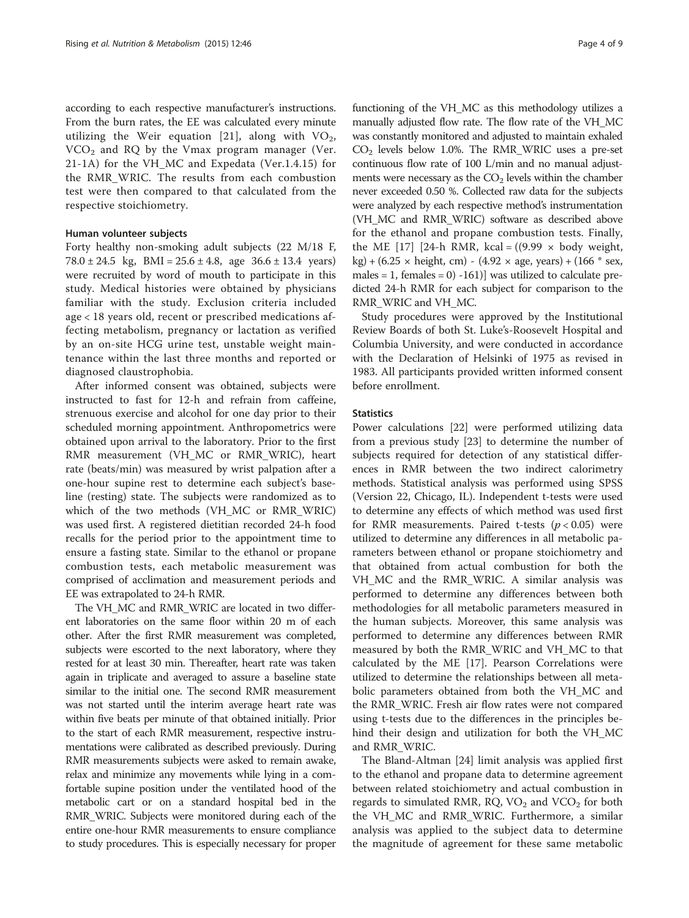according to each respective manufacturer's instructions. From the burn rates, the EE was calculated every minute utilizing the Weir equation [21], along with $VO_2$, $VCO_2$ and RQ by the Vmax program manager (Ver. 21-1A) for the VH_MC and Expedata (Ver.1.4.15) for the RMR_WRIC. The results from each combustion test were then compared to that calculated from the respective stoichiometry.

#### Human volunteer subjects

Forty healthy non-smoking adult subjects (22 M/18 F, 78.0 ± 24.5 kg, BMI = 25.6 ± 4.8, age 36.6 ± 13.4 years) were recruited by word of mouth to participate in this study. Medical histories were obtained by physicians familiar with the study. Exclusion criteria included age < 18 years old, recent or prescribed medications affecting metabolism, pregnancy or lactation as verified by an on-site HCG urine test, unstable weight maintenance within the last three months and reported or diagnosed claustrophobia.

After informed consent was obtained, subjects were instructed to fast for 12-h and refrain from caffeine, strenuous exercise and alcohol for one day prior to their scheduled morning appointment. Anthropometrics were obtained upon arrival to the laboratory. Prior to the first RMR measurement (VH_MC or RMR_WRIC), heart rate (beats/min) was measured by wrist palpation after a one-hour supine rest to determine each subject's baseline (resting) state. The subjects were randomized as to which of the two methods (VH_MC or RMR_WRIC) was used first. A registered dietitian recorded 24-h food recalls for the period prior to the appointment time to ensure a fasting state. Similar to the ethanol or propane combustion tests, each metabolic measurement was comprised of acclimation and measurement periods and EE was extrapolated to 24-h RMR.

The VH_MC and RMR_WRIC are located in two different laboratories on the same floor within 20 m of each other. After the first RMR measurement was completed, subjects were escorted to the next laboratory, where they rested for at least 30 min. Thereafter, heart rate was taken again in triplicate and averaged to assure a baseline state similar to the initial one. The second RMR measurement was not started until the interim average heart rate was within five beats per minute of that obtained initially. Prior to the start of each RMR measurement, respective instrumentations were calibrated as described previously. During RMR measurements subjects were asked to remain awake, relax and minimize any movements while lying in a comfortable supine position under the ventilated hood of the metabolic cart or on a standard hospital bed in the RMR_WRIC. Subjects were monitored during each of the entire one-hour RMR measurements to ensure compliance to study procedures. This is especially necessary for proper functioning of the VH_MC as this methodology utilizes a manually adjusted flow rate. The flow rate of the VH_MC was constantly monitored and adjusted to maintain exhaled $CO_2$ levels below 1.0%. The RMR_WRIC uses a pre-set continuous flow rate of 100 L/min and no manual adjustments were necessary as the $CO_2$ levels within the chamber never exceeded 0.50 %. Collected raw data for the subjects were analyzed by each respective method's instrumentation (VH_MC and RMR_WRIC) software as described above for the ethanol and propane combustion tests. Finally, the ME [17] [24-h RMR, kcal = ((9.99 × body weight, kg) + (6.25 × height, cm) - (4.92 × age, years) + (166 * sex, males = 1, females = 0) -161)] was utilized to calculate predicted 24-h RMR for each subject for comparison to the RMR_WRIC and VH_MC.

Study procedures were approved by the Institutional Review Boards of both St. Luke's-Roosevelt Hospital and Columbia University, and were conducted in accordance with the Declaration of Helsinki of 1975 as revised in 1983. All participants provided written informed consent before enrollment.

#### Statistics

Power calculations [22] were performed utilizing data from a previous study [23] to determine the number of subjects required for detection of any statistical differences in RMR between the two indirect calorimetry methods. Statistical analysis was performed using SPSS (Version 22, Chicago, IL). Independent t-tests were used to determine any effects of which method was used first for RMR measurements. Paired t-tests ($p < 0.05$) were utilized to determine any differences in all metabolic parameters between ethanol or propane stoichiometry and that obtained from actual combustion for both the VH_MC and the RMR_WRIC. A similar analysis was performed to determine any differences between both methodologies for all metabolic parameters measured in the human subjects. Moreover, this same analysis was performed to determine any differences between RMR measured by both the RMR_WRIC and VH_MC to that calculated by the ME [17]. Pearson Correlations were utilized to determine the relationships between all metabolic parameters obtained from both the VH_MC and the RMR_WRIC. Fresh air flow rates were not compared using t-tests due to the differences in the principles behind their design and utilization for both the VH_MC and RMR_WRIC.

The Bland-Altman [24] limit analysis was applied first to the ethanol and propane data to determine agreement between related stoichiometry and actual combustion in regards to simulated RMR, RQ, $VO_2$ and $VCO_2$ for both the VH_MC and RMR_WRIC. Furthermore, a similar analysis was applied to the subject data to determine the magnitude of agreement for these same metabolic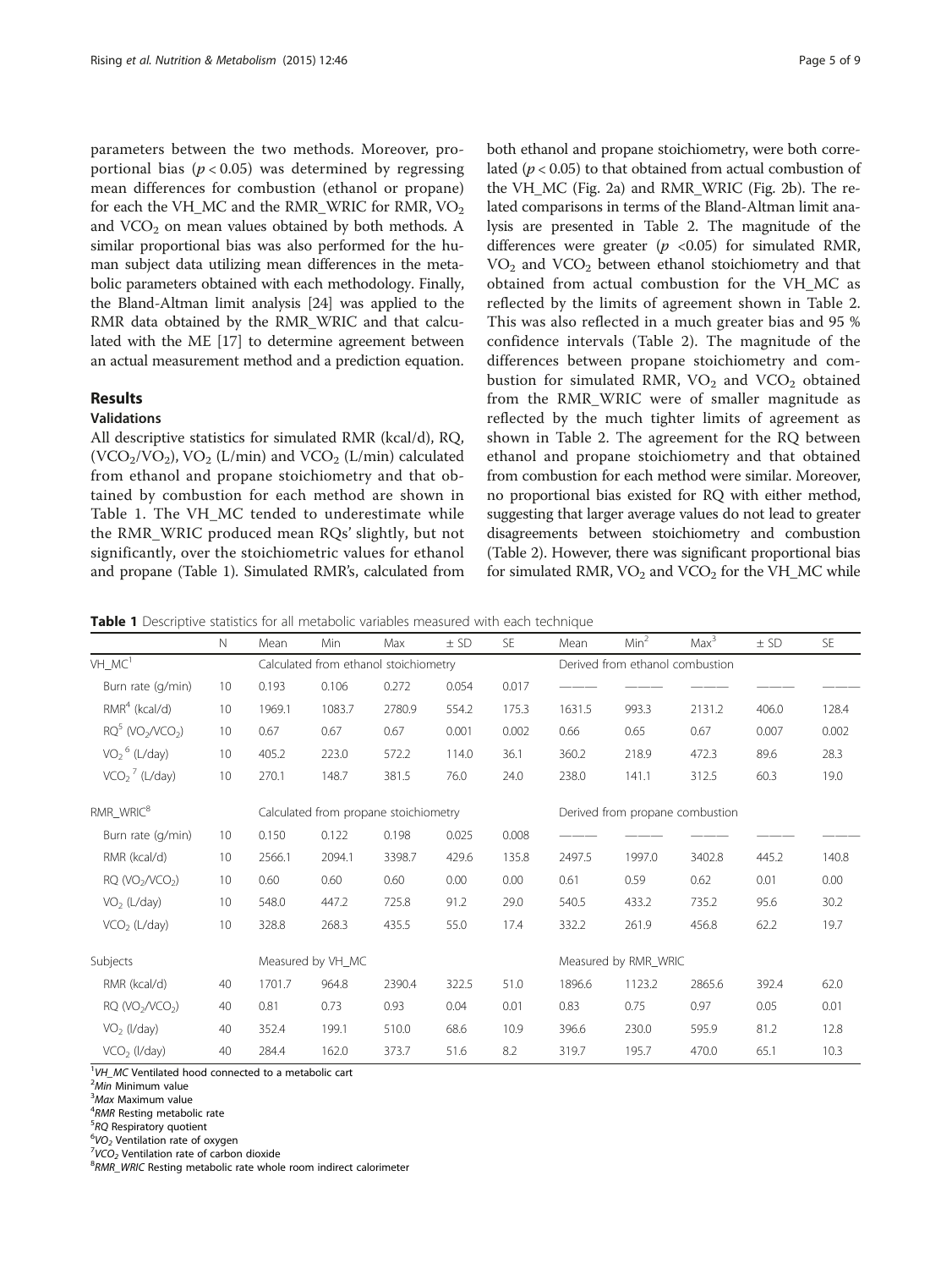parameters between the two methods. Moreover, proportional bias ($p < 0.05$) was determined by regressing mean differences for combustion (ethanol or propane) for each the VH_MC and the RMR_WRIC for RMR, $VO_2$ and $VCO_2$ on mean values obtained by both methods. A similar proportional bias was also performed for the human subject data utilizing mean differences in the metabolic parameters obtained with each methodology. Finally, the Bland-Altman limit analysis [24] was applied to the RMR data obtained by the RMR_WRIC and that calculated with the ME [17] to determine agreement between an actual measurement method and a prediction equation.

## Results

### Validations

All descriptive statistics for simulated RMR (kcal/d), RQ, ($VCO_2/VO_2$), $VO_2$ (L/min) and $VCO_2$ (L/min) calculated from ethanol and propane stoichiometry and that obtained by combustion for each method are shown in Table 1. The VH_MC tended to underestimate while the RMR_WRIC produced mean RQs' slightly, but not significantly, over the stoichiometric values for ethanol and propane (Table 1). Simulated RMR's, calculated from both ethanol and propane stoichiometry, were both correlated ($p < 0.05$) to that obtained from actual combustion of the VH_MC (Fig. 2a) and RMR_WRIC (Fig. 2b). The related comparisons in terms of the Bland-Altman limit analysis are presented in Table 2. The magnitude of the differences were greater ($p$ <0.05) for simulated RMR, $VO_2$ and $VCO_2$ between ethanol stoichiometry and that obtained from actual combustion for the VH_MC as reflected by the limits of agreement shown in Table 2. This was also reflected in a much greater bias and 95 % confidence intervals (Table 2). The magnitude of the differences between propane stoichiometry and combustion for simulated RMR, $VO_2$ and $VCO_2$ obtained from the RMR_WRIC were of smaller magnitude as reflected by the much tighter limits of agreement as shown in Table 2. The agreement for the RQ between ethanol and propane stoichiometry and that obtained from combustion for each method were similar. Moreover, no proportional bias existed for RQ with either method, suggesting that larger average values do not lead to greater disagreements between stoichiometry and combustion (Table 2). However, there was significant proportional bias for simulated RMR, $VO_2$ and $VCO_2$ for the VH_MC while

**Table 1** Descriptive statistics for all metabolic variables measured with each technique

| | N | Mean | Min | Max | ± SD | SE | Mean | Min[2] | Max[3] | ± SD | SE |
|---|---|---|---|---|---|---|---|---|---|---|---|
| VH_MC[1] | | Calculated from ethanol stoichiometry | | | | | Derived from ethanol combustion | | | | |
| Burn rate (g/min) | 10 | 0.193 | 0.106 | 0.272 | 0.054 | 0.017 | ——— | ——— | ——— | ——— | ——— |
| RMR[4] (kcal/d) | 10 | 1969.1 | 1083.7 | 2780.9 | 554.2 | 175.3 | 1631.5 | 993.3 | 2131.2 | 406.0 | 128.4 |
| RQ[5] ($VO_2/VCO_2$) | 10 | 0.67 | 0.67 | 0.67 | 0.001 | 0.002 | 0.66 | 0.65 | 0.67 | 0.007 | 0.002 |
| $VO_2$[6] (L/day) | 10 | 405.2 | 223.0 | 572.2 | 114.0 | 36.1 | 360.2 | 218.9 | 472.3 | 89.6 | 28.3 |
| $VCO_2$[7] (L/day) | 10 | 270.1 | 148.7 | 381.5 | 76.0 | 24.0 | 238.0 | 141.1 | 312.5 | 60.3 | 19.0 |
| RMR_WRIC[8] | | Calculated from propane stoichiometry | | | | | Derived from propane combustion | | | | |
| Burn rate (g/min) | 10 | 0.150 | 0.122 | 0.198 | 0.025 | 0.008 | ——— | ——— | ——— | ——— | ——— |
| RMR (kcal/d) | 10 | 2566.1 | 2094.1 | 3398.7 | 429.6 | 135.8 | 2497.5 | 1997.0 | 3402.8 | 445.2 | 140.8 |
| RQ ($VO_2/VCO_2$) | 10 | 0.60 | 0.60 | 0.60 | 0.00 | 0.00 | 0.61 | 0.59 | 0.62 | 0.01 | 0.00 |
| $VO_2$ (L/day) | 10 | 548.0 | 447.2 | 725.8 | 91.2 | 29.0 | 540.5 | 433.2 | 735.2 | 95.6 | 30.2 |
| $VCO_2$ (L/day) | 10 | 328.8 | 268.3 | 435.5 | 55.0 | 17.4 | 332.2 | 261.9 | 456.8 | 62.2 | 19.7 |
| Subjects | | Measured by VH_MC | | | | | Measured by RMR_WRIC | | | | |
| RMR (kcal/d) | 40 | 1701.7 | 964.8 | 2390.4 | 322.5 | 51.0 | 1896.6 | 1123.2 | 2865.6 | 392.4 | 62.0 |
| RQ ($VO_2/VCO_2$) | 40 | 0.81 | 0.73 | 0.93 | 0.04 | 0.01 | 0.83 | 0.75 | 0.97 | 0.05 | 0.01 |
| $VO_2$ (l/day) | 40 | 352.4 | 199.1 | 510.0 | 68.6 | 10.9 | 396.6 | 230.0 | 595.9 | 81.2 | 12.8 |
| $VCO_2$ (l/day) | 40 | 284.4 | 162.0 | 373.7 | 51.6 | 8.2 | 319.7 | 195.7 | 470.0 | 65.1 | 10.3 |

[1] *VH_MC* Ventilated hood connected to a metabolic cart
[2] *Min* Minimum value
[3] *Max* Maximum value
[4] *RMR* Resting metabolic rate
[5] *RQ* Respiratory quotient
[6] *$VO_2$* Ventilation rate of oxygen
[7] *$VCO_2$* Ventilation rate of carbon dioxide
[8] *RMR_WRIC* Resting metabolic rate whole room indirect calorimeter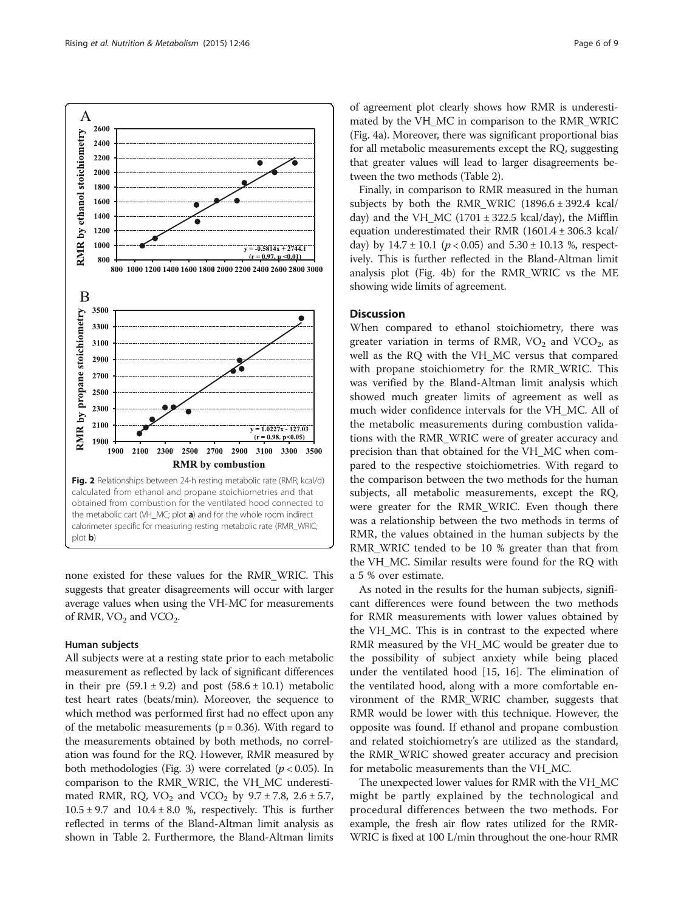Fig. 2 Relationships between 24-h resting metabolic rate (RMR; kcal/d) calculated from ethanol and propane stoichiometries and that obtained from combustion for the ventilated hood connected to the metabolic cart (VH_MC; plot **a**) and for the whole room indirect calorimeter specific for measuring resting metabolic rate (RMR_WRIC; plot **b**)

none existed for these values for the RMR_WRIC. This suggests that greater disagreements will occur with larger average values when using the VH-MC for measurements of RMR, $VO_2$ and $VCO_2$.

### Human subjects

All subjects were at a resting state prior to each metabolic measurement as reflected by lack of significant differences in their pre (59.1 ± 9.2) and post (58.6 ± 10.1) metabolic test heart rates (beats/min). Moreover, the sequence to which method was performed first had no effect upon any of the metabolic measurements ($p = 0.36$). With regard to the measurements obtained by both methods, no correlation was found for the RQ. However, RMR measured by both methodologies (Fig. 3) were correlated ($p < 0.05$). In comparison to the RMR_WRIC, the VH_MC underestimated RMR, RQ, $VO_2$ and $VCO_2$ by 9.7 ± 7.8, 2.6 ± 5.7, 10.5 ± 9.7 and 10.4 ± 8.0 %, respectively. This is further reflected in terms of the Bland-Altman limit analysis as shown in Table 2. Furthermore, the Bland-Altman limits of agreement plot clearly shows how RMR is underestimated by the VH_MC in comparison to the RMR_WRIC (Fig. 4a). Moreover, there was significant proportional bias for all metabolic measurements except the RQ, suggesting that greater values will lead to larger disagreements between the two methods (Table 2).

Finally, in comparison to RMR measured in the human subjects by both the RMR_WRIC (1896.6 ± 392.4 kcal/day) and the VH_MC (1701 ± 322.5 kcal/day), the Mifflin equation underestimated their RMR (1601.4 ± 306.3 kcal/day) by 14.7 ± 10.1 ($p < 0.05$) and 5.30 ± 10.13 %, respectively. This is further reflected in the Bland-Altman limit analysis plot (Fig. 4b) for the RMR_WRIC vs the ME showing wide limits of agreement.

## Discussion

When compared to ethanol stoichiometry, there was greater variation in terms of RMR, $VO_2$ and $VCO_2$, as well as the RQ with the VH_MC versus that compared with propane stoichiometry for the RMR_WRIC. This was verified by the Bland-Altman limit analysis which showed much greater limits of agreement as well as much wider confidence intervals for the VH_MC. All of the metabolic measurements during combustion validations with the RMR_WRIC were of greater accuracy and precision than that obtained for the VH_MC when compared to the respective stoichiometries. With regard to the comparison between the two methods for the human subjects, all metabolic measurements, except the RQ, were greater for the RMR_WRIC. Even though there was a relationship between the two methods in terms of RMR, the values obtained in the human subjects by the RMR_WRIC tended to be 10 % greater than that from the VH_MC. Similar results were found for the RQ with a 5 % over estimate.

As noted in the results for the human subjects, significant differences were found between the two methods for RMR measurements with lower values obtained by the VH_MC. This is in contrast to the expected where RMR measured by the VH_MC would be greater due to the possibility of subject anxiety while being placed under the ventilated hood [15, 16]. The elimination of the ventilated hood, along with a more comfortable environment of the RMR_WRIC chamber, suggests that RMR would be lower with this technique. However, the opposite was found. If ethanol and propane combustion and related stoichiometry's are utilized as the standard, the RMR_WRIC showed greater accuracy and precision for metabolic measurements than the VH_MC.

The unexpected lower values for RMR with the VH_MC might be partly explained by the technological and procedural differences between the two methods. For example, the fresh air flow rates utilized for the RMR-WRIC is fixed at 100 L/min throughout the one-hour RMR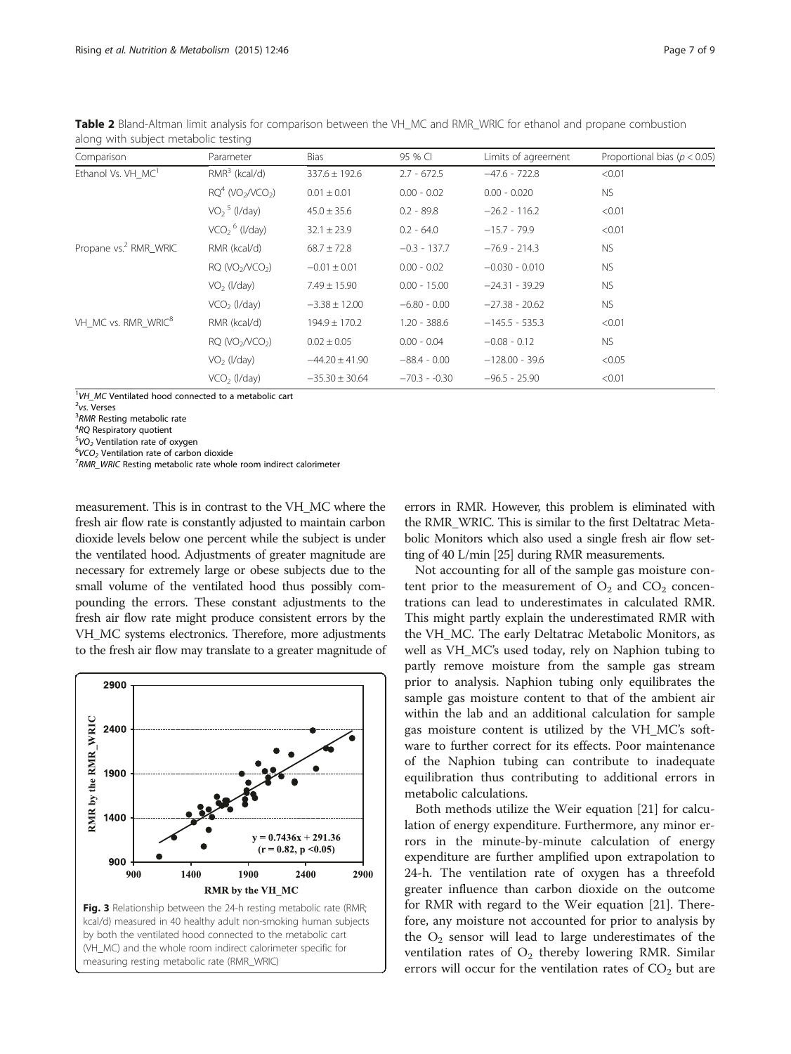**Table 2** Bland-Altman limit analysis for comparison between the VH_MC and RMR_WRIC for ethanol and propane combustion along with subject metabolic testing

| Comparison | Parameter | Bias | 95 % CI | Limits of agreement | Proportional bias ($p < 0.05$) |
|---|---|---|---|---|---|
| Ethanol Vs. VH_MC[1] | RMR[3] (kcal/d) | 337.6 ± 192.6 | 2.7 - 672.5 | −47.6 - 722.8 | <0.01 |
| | RQ[4] ($VO_2/VCO_2$) | 0.01 ± 0.01 | 0.00 - 0.02 | 0.00 - 0.020 | NS |
| | $VO_2$ [5] (l/day) | 45.0 ± 35.6 | 0.2 - 89.8 | −26.2 - 116.2 | <0.01 |
| | $VCO_2$ [6] (l/day) | 32.1 ± 23.9 | 0.2 - 64.0 | −15.7 - 79.9 | <0.01 |
| Propane vs.[2] RMR_WRIC | RMR (kcal/d) | 68.7 ± 72.8 | −0.3 - 137.7 | −76.9 - 214.3 | NS |
| | RQ ($VO_2/VCO_2$) | −0.01 ± 0.01 | 0.00 - 0.02 | −0.030 - 0.010 | NS |
| | $VO_2$ (l/day) | 7.49 ± 15.90 | 0.00 - 15.00 | −24.31 - 39.29 | NS |
| | $VCO_2$ (l/day) | −3.38 ± 12.00 | −6.80 - 0.00 | −27.38 - 20.62 | NS |
| VH_MC vs. RMR_WRIC[8] | RMR (kcal/d) | 194.9 ± 170.2 | 1.20 - 388.6 | −145.5 - 535.3 | <0.01 |
| | RQ ($VO_2/VCO_2$) | 0.02 ± 0.05 | 0.00 - 0.04 | −0.08 - 0.12 | NS |
| | $VO_2$ (l/day) | −44.20 ± 41.90 | −88.4 - 0.00 | −128.00 - 39.6 | <0.05 |
| | $VCO_2$ (l/day) | −35.30 ± 30.64 | −70.3 - -0.30 | −96.5 - 25.90 | <0.01 |

[1] *VH_MC* Ventilated hood connected to a metabolic cart
[2] *vs.* Verses
[3] *RMR* Resting metabolic rate
[4] *RQ* Respiratory quotient
[5] $VO_2$ Ventilation rate of oxygen
[6] $VCO_2$ Ventilation rate of carbon dioxide
[7] *RMR_WRIC* Resting metabolic rate whole room indirect calorimeter

measurement. This is in contrast to the VH_MC where the fresh air flow rate is constantly adjusted to maintain carbon dioxide levels below one percent while the subject is under the ventilated hood. Adjustments of greater magnitude are necessary for extremely large or obese subjects due to the small volume of the ventilated hood thus possibly compounding the errors. These constant adjustments to the fresh air flow rate might produce consistent errors by the VH_MC systems electronics. Therefore, more adjustments to the fresh air flow may translate to a greater magnitude of errors in RMR. However, this problem is eliminated with the RMR_WRIC. This is similar to the first Deltatrac Metabolic Monitors which also used a single fresh air flow setting of 40 L/min [25] during RMR measurements.

**Fig. 3** Relationship between the 24-h resting metabolic rate (RMR; kcal/d) measured in 40 healthy adult non-smoking human subjects by both the ventilated hood connected to the metabolic cart (VH_MC) and the whole room indirect calorimeter specific for measuring resting metabolic rate (RMR_WRIC)

Not accounting for all of the sample gas moisture content prior to the measurement of $O_2$ and $CO_2$ concentrations can lead to underestimates in calculated RMR. This might partly explain the underestimated RMR with the VH_MC. The early Deltatrac Metabolic Monitors, as well as VH_MC's used today, rely on Naphion tubing to partly remove moisture from the sample gas stream prior to analysis. Naphion tubing only equilibrates the sample gas moisture content to that of the ambient air within the lab and an additional calculation for sample gas moisture content is utilized by the VH_MC's software to further correct for its effects. Poor maintenance of the Naphion tubing can contribute to inadequate equilibration thus contributing to additional errors in metabolic calculations.

Both methods utilize the Weir equation [21] for calculation of energy expenditure. Furthermore, any minor errors in the minute-by-minute calculation of energy expenditure are further amplified upon extrapolation to 24-h. The ventilation rate of oxygen has a threefold greater influence than carbon dioxide on the outcome for RMR with regard to the Weir equation [21]. Therefore, any moisture not accounted for prior to analysis by the $O_2$ sensor will lead to large underestimates of the ventilation rates of $O_2$ thereby lowering RMR. Similar errors will occur for the ventilation rates of $CO_2$ but are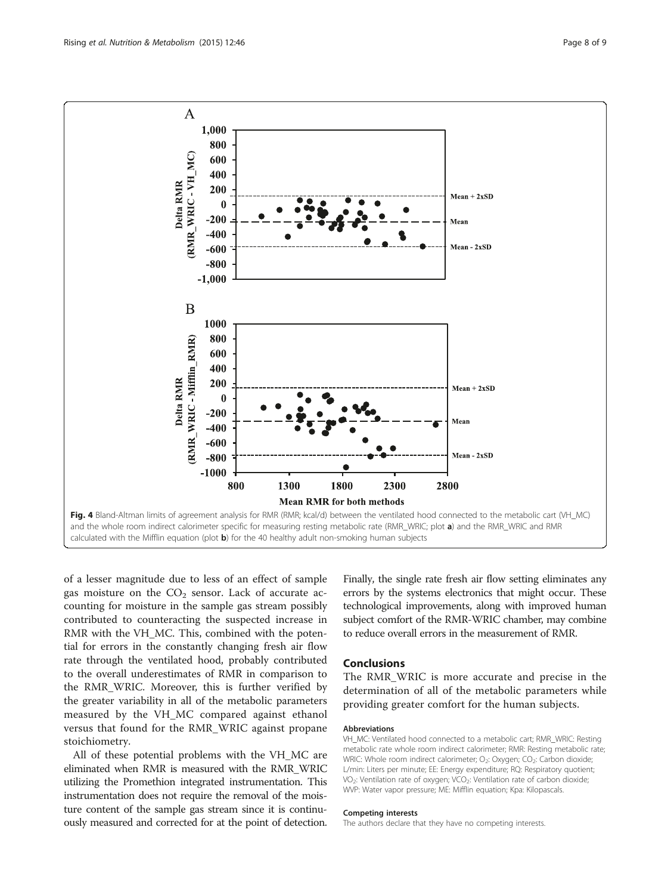Fig. 4 Bland-Altman limits of agreement analysis for RMR (RMR; kcal/d) between the ventilated hood connected to the metabolic cart (VH_MC) and the whole room indirect calorimeter specific for measuring resting metabolic rate (RMR_WRIC; plot **a**) and the RMR_WRIC and RMR calculated with the Mifflin equation (plot **b**) for the 40 healthy adult non-smoking human subjects

of a lesser magnitude due to less of an effect of sample gas moisture on the $CO_2$ sensor. Lack of accurate accounting for moisture in the sample gas stream possibly contributed to counteracting the suspected increase in RMR with the VH_MC. This, combined with the potential for errors in the constantly changing fresh air flow rate through the ventilated hood, probably contributed to the overall underestimates of RMR in comparison to the RMR_WRIC. Moreover, this is further verified by the greater variability in all of the metabolic parameters measured by the VH_MC compared against ethanol versus that found for the RMR_WRIC against propane stoichiometry.

All of these potential problems with the VH_MC are eliminated when RMR is measured with the RMR_WRIC utilizing the Promethion integrated instrumentation. This instrumentation does not require the removal of the moisture content of the sample gas stream since it is continuously measured and corrected for at the point of detection. Finally, the single rate fresh air flow setting eliminates any errors by the systems electronics that might occur. These technological improvements, along with improved human subject comfort of the RMR-WRIC chamber, may combine to reduce overall errors in the measurement of RMR.

## Conclusions

The RMR_WRIC is more accurate and precise in the determination of all of the metabolic parameters while providing greater comfort for the human subjects.

#### Abbreviations

VH_MC: Ventilated hood connected to a metabolic cart; RMR_WRIC: Resting metabolic rate whole room indirect calorimeter; RMR: Resting metabolic rate; WRIC: Whole room indirect calorimeter; $O_2$: Oxygen; $CO_2$: Carbon dioxide; L/min: Liters per minute; EE: Energy expenditure; RQ: Respiratory quotient; $VO_2$: Ventilation rate of oxygen; $VCO_2$: Ventilation rate of carbon dioxide; WVP: Water vapor pressure; ME: Mifflin equation; Kpa: Kilopascals.

#### Competing interests

The authors declare that they have no competing interests.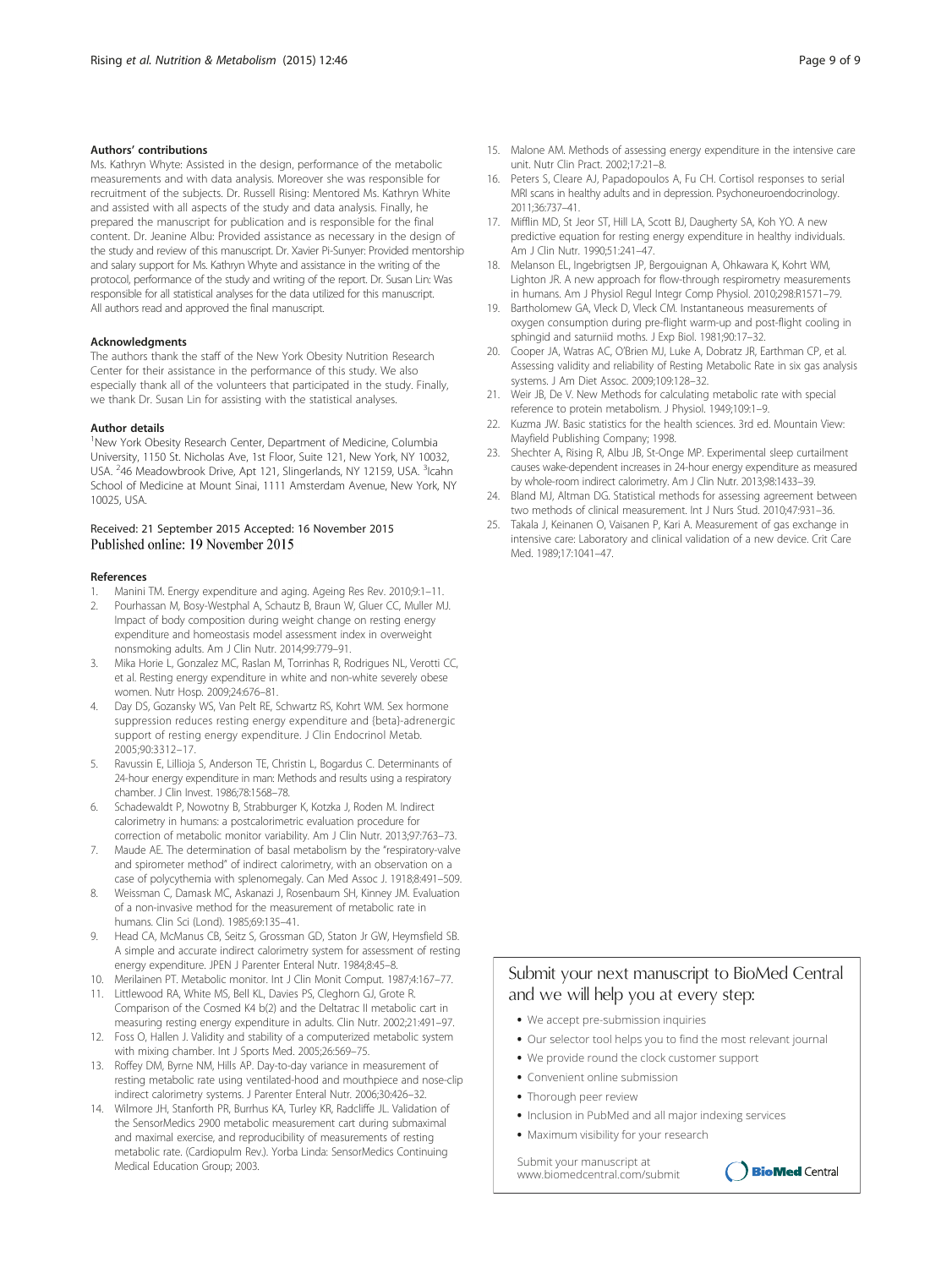### Authors' contributions

Ms. Kathryn Whyte: Assisted in the design, performance of the metabolic measurements and with data analysis. Moreover she was responsible for recruitment of the subjects. Dr. Russell Rising: Mentored Ms. Kathryn White and assisted with all aspects of the study and data analysis. Finally, he prepared the manuscript for publication and is responsible for the final content. Dr. Jeanine Albu: Provided assistance as necessary in the design of the study and review of this manuscript. Dr. Xavier Pi-Sunyer: Provided mentorship and salary support for Ms. Kathryn Whyte and assistance in the writing of the protocol, performance of the study and writing of the report. Dr. Susan Lin: Was responsible for all statistical analyses for the data utilized for this manuscript. All authors read and approved the final manuscript.

### Acknowledgments

The authors thank the staff of the New York Obesity Nutrition Research Center for their assistance in the performance of this study. We also especially thank all of the volunteers that participated in the study. Finally, we thank Dr. Susan Lin for assisting with the statistical analyses.

### Author details

[1]New York Obesity Research Center, Department of Medicine, Columbia University, 1150 St. Nicholas Ave, 1st Floor, Suite 121, New York, NY 10032, USA. [2]46 Meadowbrook Drive, Apt 121, Slingerlands, NY 12159, USA. [3]Icahn School of Medicine at Mount Sinai, 1111 Amsterdam Avenue, New York, NY 10025, USA.

Received: 21 September 2015 Accepted: 16 November 2015
Published online: 19 November 2015

### References

1. Manini TM. Energy expenditure and aging. Ageing Res Rev. 2010;9:1–11.
2. Pourhassan M, Bosy-Westphal A, Schautz B, Braun W, Gluer CC, Muller MJ. Impact of body composition during weight change on resting energy expenditure and homeostasis model assessment index in overweight nonsmoking adults. Am J Clin Nutr. 2014;99:779–91.
3. Mika Horie L, Gonzalez MC, Raslan M, Torrinhas R, Rodrigues NL, Verotti CC, et al. Resting energy expenditure in white and non-white severely obese women. Nutr Hosp. 2009;24:676–81.
4. Day DS, Gozansky WS, Van Pelt RE, Schwartz RS, Kohrt WM. Sex hormone suppression reduces resting energy expenditure and {beta}-adrenergic support of resting energy expenditure. J Clin Endocrinol Metab. 2005;90:3312–17.
5. Ravussin E, Lillioja S, Anderson TE, Christin L, Bogardus C. Determinants of 24-hour energy expenditure in man: Methods and results using a respiratory chamber. J Clin Invest. 1986;78:1568–78.
6. Schadewaldt P, Nowotny B, Strabburger K, Kotzka J, Roden M. Indirect calorimetry in humans: a postcalorimetric evaluation procedure for correction of metabolic monitor variability. Am J Clin Nutr. 2013;97:763–73.
7. Maude AE. The determination of basal metabolism by the "respiratory-valve and spirometer method" of indirect calorimetry, with an observation on a case of polycythemia with splenomegaly. Can Med Assoc J. 1918;8:491–509.
8. Weissman C, Damask MC, Askanazi J, Rosenbaum SH, Kinney JM. Evaluation of a non-invasive method for the measurement of metabolic rate in humans. Clin Sci (Lond). 1985;69:135–41.
9. Head CA, McManus CB, Seitz S, Grossman GD, Staton Jr GW, Heymsfield SB. A simple and accurate indirect calorimetry system for assessment of resting energy expenditure. JPEN J Parenter Enteral Nutr. 1984;8:45–8.
10. Merilainen PT. Metabolic monitor. Int J Clin Monit Comput. 1987;4:167–77.
11. Littlewood RA, White MS, Bell KL, Davies PS, Cleghorn GJ, Grote R. Comparison of the Cosmed K4 b(2) and the Deltatrac II metabolic cart in measuring resting energy expenditure in adults. Clin Nutr. 2002;21:491–97.
12. Foss O, Hallen J. Validity and stability of a computerized metabolic system with mixing chamber. Int J Sports Med. 2005;26:569–75.
13. Roffey DM, Byrne NM, Hills AP. Day-to-day variance in measurement of resting metabolic rate using ventilated-hood and mouthpiece and nose-clip indirect calorimetry systems. J Parenter Enteral Nutr. 2006;30:426–32.
14. Wilmore JH, Stanforth PR, Burrhus KA, Turley KR, Radcliffe JL. Validation of the SensorMedics 2900 metabolic measurement cart during submaximal and maximal exercise, and reproducibility of measurements of resting metabolic rate. (Cardiopulm Rev.). Yorba Linda: SensorMedics Continuing Medical Education Group; 2003.
15. Malone AM. Methods of assessing energy expenditure in the intensive care unit. Nutr Clin Pract. 2002;17:21–8.
16. Peters S, Cleare AJ, Papadopoulos A, Fu CH. Cortisol responses to serial MRI scans in healthy adults and in depression. Psychoneuroendocrinology. 2011;36:737–41.
17. Mifflin MD, St Jeor ST, Hill LA, Scott BJ, Daugherty SA, Koh YO. A new predictive equation for resting energy expenditure in healthy individuals. Am J Clin Nutr. 1990;51:241–47.
18. Melanson EL, Ingebrigtsen JP, Bergouignan A, Ohkawara K, Kohrt WM, Lighton JR. A new approach for flow-through respirometry measurements in humans. Am J Physiol Regul Integr Comp Physiol. 2010;298:R1571–79.
19. Bartholomew GA, Vleck D, Vleck CM. Instantaneous measurements of oxygen consumption during pre-flight warm-up and post-flight cooling in sphingid and saturniid moths. J Exp Biol. 1981;90:17–32.
20. Cooper JA, Watras AC, O'Brien MJ, Luke A, Dobratz JR, Earthman CP, et al. Assessing validity and reliability of Resting Metabolic Rate in six gas analysis systems. J Am Diet Assoc. 2009;109:128–32.
21. Weir JB, De V. New Methods for calculating metabolic rate with special reference to protein metabolism. J Physiol. 1949;109:1–9.
22. Kuzma JW. Basic statistics for the health sciences. 3rd ed. Mountain View: Mayfield Publishing Company; 1998.
23. Shechter A, Rising R, Albu JB, St-Onge MP. Experimental sleep curtailment causes wake-dependent increases in 24-hour energy expenditure as measured by whole-room indirect calorimetry. Am J Clin Nutr. 2013;98:1433–39.
24. Bland MJ, Altman DG. Statistical methods for assessing agreement between two methods of clinical measurement. Int J Nurs Stud. 2010;47:931–36.
25. Takala J, Keinanen O, Vaisanen P, Kari A. Measurement of gas exchange in intensive care: Laboratory and clinical validation of a new device. Crit Care Med. 1989;17:1041–47.

Submit your next manuscript to BioMed Central and we will help you at every step:

- We accept pre-submission inquiries
- Our selector tool helps you to find the most relevant journal
- We provide round the clock customer support
- Convenient online submission
- Thorough peer review
- Inclusion in PubMed and all major indexing services
- Maximum visibility for your research

Submit your manuscript at www.biomedcentral.com/submit

BioMed Central